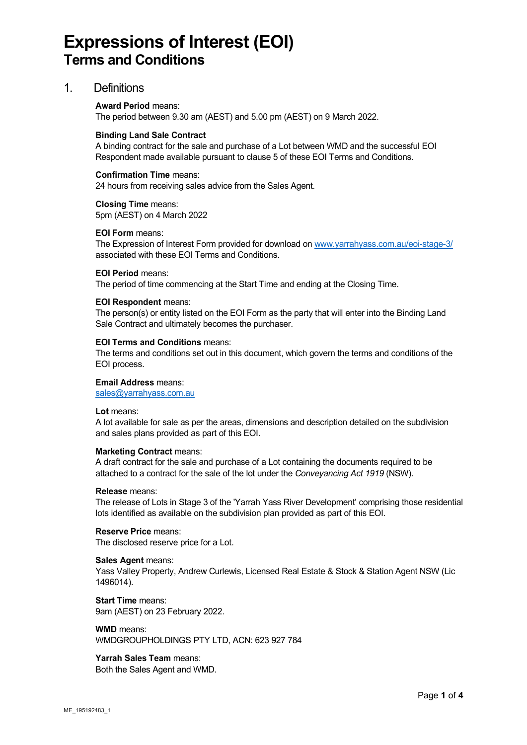# Expressions of Interest (EOI)

## Terms and Conditions

### 1. Definitions

**Award Period** means:
The period between 9.30 am (AEST) and 5.00 pm (AEST) on 9 March 2022.

**Binding Land Sale Contract**
A binding contract for the sale and purchase of a Lot between WMD and the successful EOI Respondent made available pursuant to clause 5 of these EOI Terms and Conditions.

**Confirmation Time** means:
24 hours from receiving sales advice from the Sales Agent.

**Closing Time** means:
5pm (AEST) on 4 March 2022

**EOI Form** means:
The Expression of Interest Form provided for download on www.yarrahyass.com.au/eoi-stage-3/ associated with these EOI Terms and Conditions.

**EOI Period** means:
The period of time commencing at the Start Time and ending at the Closing Time.

**EOI Respondent** means:
The person(s) or entity listed on the EOI Form as the party that will enter into the Binding Land Sale Contract and ultimately becomes the purchaser.

**EOI Terms and Conditions** means:
The terms and conditions set out in this document, which govern the terms and conditions of the EOI process.

**Email Address** means:
sales@yarrahyass.com.au

**Lot** means:
A lot available for sale as per the areas, dimensions and description detailed on the subdivision and sales plans provided as part of this EOI.

**Marketing Contract** means:
A draft contract for the sale and purchase of a Lot containing the documents required to be attached to a contract for the sale of the lot under the *Conveyancing Act 1919* (NSW).

**Release** means:
The release of Lots in Stage 3 of the 'Yarrah Yass River Development' comprising those residential lots identified as available on the subdivision plan provided as part of this EOI.

**Reserve Price** means:
The disclosed reserve price for a Lot.

**Sales Agent** means:
Yass Valley Property, Andrew Curlewis, Licensed Real Estate & Stock & Station Agent NSW (Lic 1496014).

**Start Time** means:
9am (AEST) on 23 February 2022.

**WMD** means:
WMDGROUPHOLDINGS PTY LTD, ACN: 623 927 784

**Yarrah Sales Team** means:
Both the Sales Agent and WMD.

ME_195192483_1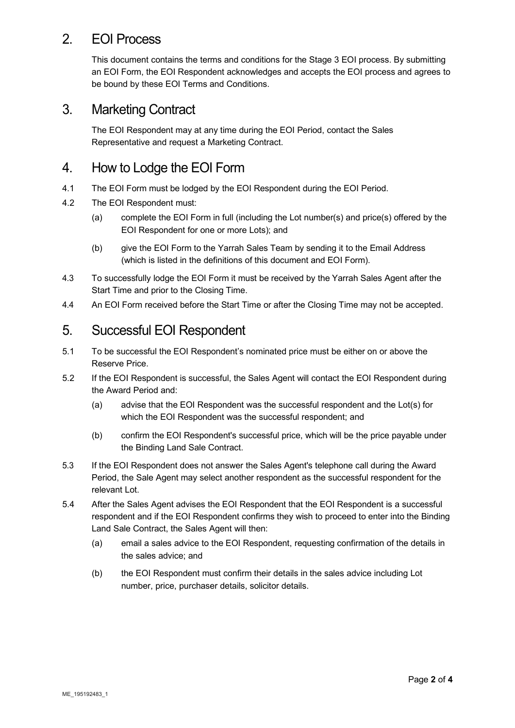## 2. EOI Process

This document contains the terms and conditions for the Stage 3 EOI process. By submitting an EOI Form, the EOI Respondent acknowledges and accepts the EOI process and agrees to be bound by these EOI Terms and Conditions.

## 3. Marketing Contract

The EOI Respondent may at any time during the EOI Period, contact the Sales Representative and request a Marketing Contract.

## 4. How to Lodge the EOI Form

4.1 The EOI Form must be lodged by the EOI Respondent during the EOI Period.

4.2 The EOI Respondent must:

(a) complete the EOI Form in full (including the Lot number(s) and price(s) offered by the EOI Respondent for one or more Lots); and

(b) give the EOI Form to the Yarrah Sales Team by sending it to the Email Address (which is listed in the definitions of this document and EOI Form).

4.3 To successfully lodge the EOI Form it must be received by the Yarrah Sales Agent after the Start Time and prior to the Closing Time.

4.4 An EOI Form received before the Start Time or after the Closing Time may not be accepted.

## 5. Successful EOI Respondent

5.1 To be successful the EOI Respondent's nominated price must be either on or above the Reserve Price.

5.2 If the EOI Respondent is successful, the Sales Agent will contact the EOI Respondent during the Award Period and:

(a) advise that the EOI Respondent was the successful respondent and the Lot(s) for which the EOI Respondent was the successful respondent; and

(b) confirm the EOI Respondent's successful price, which will be the price payable under the Binding Land Sale Contract.

5.3 If the EOI Respondent does not answer the Sales Agent's telephone call during the Award Period, the Sale Agent may select another respondent as the successful respondent for the relevant Lot.

5.4 After the Sales Agent advises the EOI Respondent that the EOI Respondent is a successful respondent and if the EOI Respondent confirms they wish to proceed to enter into the Binding Land Sale Contract, the Sales Agent will then:

(a) email a sales advice to the EOI Respondent, requesting confirmation of the details in the sales advice; and

(b) the EOI Respondent must confirm their details in the sales advice including Lot number, price, purchaser details, solicitor details.

ME_195192483_1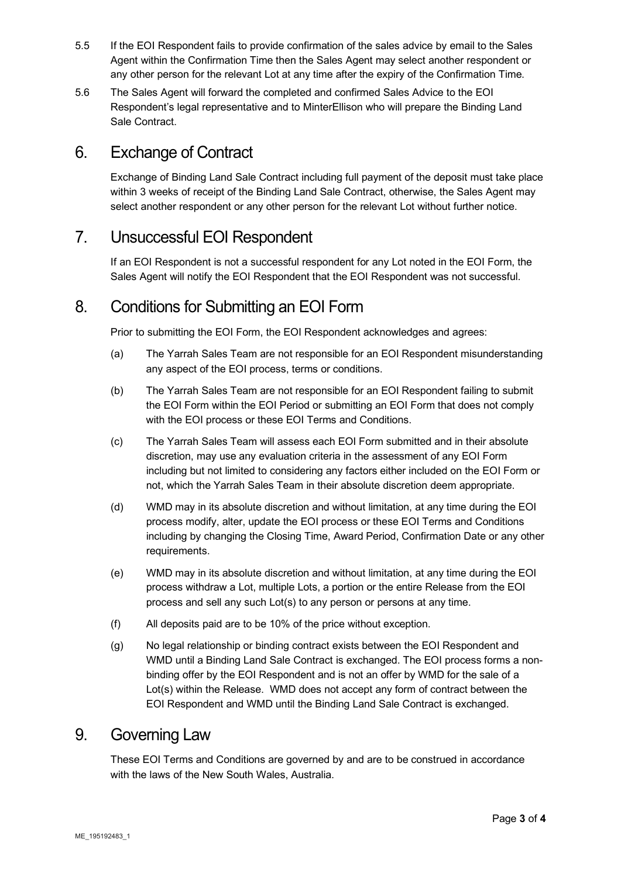5.5 If the EOI Respondent fails to provide confirmation of the sales advice by email to the Sales Agent within the Confirmation Time then the Sales Agent may select another respondent or any other person for the relevant Lot at any time after the expiry of the Confirmation Time.

5.6 The Sales Agent will forward the completed and confirmed Sales Advice to the EOI Respondent's legal representative and to MinterEllison who will prepare the Binding Land Sale Contract.

# 6. Exchange of Contract

Exchange of Binding Land Sale Contract including full payment of the deposit must take place within 3 weeks of receipt of the Binding Land Sale Contract, otherwise, the Sales Agent may select another respondent or any other person for the relevant Lot without further notice.

# 7. Unsuccessful EOI Respondent

If an EOI Respondent is not a successful respondent for any Lot noted in the EOI Form, the Sales Agent will notify the EOI Respondent that the EOI Respondent was not successful.

# 8. Conditions for Submitting an EOI Form

Prior to submitting the EOI Form, the EOI Respondent acknowledges and agrees:

(a) The Yarrah Sales Team are not responsible for an EOI Respondent misunderstanding any aspect of the EOI process, terms or conditions.

(b) The Yarrah Sales Team are not responsible for an EOI Respondent failing to submit the EOI Form within the EOI Period or submitting an EOI Form that does not comply with the EOI process or these EOI Terms and Conditions.

(c) The Yarrah Sales Team will assess each EOI Form submitted and in their absolute discretion, may use any evaluation criteria in the assessment of any EOI Form including but not limited to considering any factors either included on the EOI Form or not, which the Yarrah Sales Team in their absolute discretion deem appropriate.

(d) WMD may in its absolute discretion and without limitation, at any time during the EOI process modify, alter, update the EOI process or these EOI Terms and Conditions including by changing the Closing Time, Award Period, Confirmation Date or any other requirements.

(e) WMD may in its absolute discretion and without limitation, at any time during the EOI process withdraw a Lot, multiple Lots, a portion or the entire Release from the EOI process and sell any such Lot(s) to any person or persons at any time.

(f) All deposits paid are to be 10% of the price without exception.

(g) No legal relationship or binding contract exists between the EOI Respondent and WMD until a Binding Land Sale Contract is exchanged. The EOI process forms a non-binding offer by the EOI Respondent and is not an offer by WMD for the sale of a Lot(s) within the Release. WMD does not accept any form of contract between the EOI Respondent and WMD until the Binding Land Sale Contract is exchanged.

# 9. Governing Law

These EOI Terms and Conditions are governed by and are to be construed in accordance with the laws of the New South Wales, Australia.

ME_195192483_1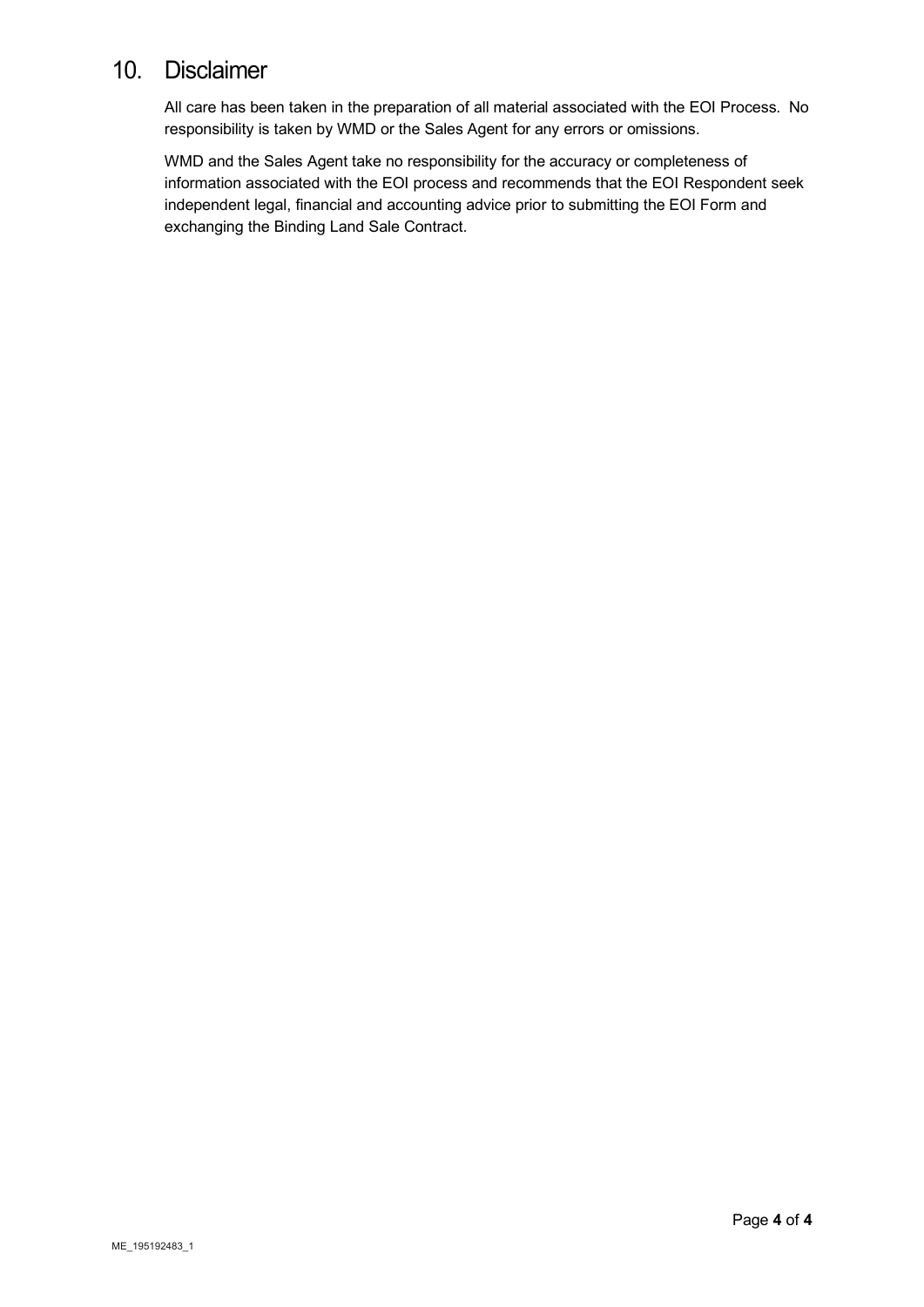## 10. Disclaimer

All care has been taken in the preparation of all material associated with the EOI Process. No responsibility is taken by WMD or the Sales Agent for any errors or omissions.

WMD and the Sales Agent take no responsibility for the accuracy or completeness of information associated with the EOI process and recommends that the EOI Respondent seek independent legal, financial and accounting advice prior to submitting the EOI Form and exchanging the Binding Land Sale Contract.